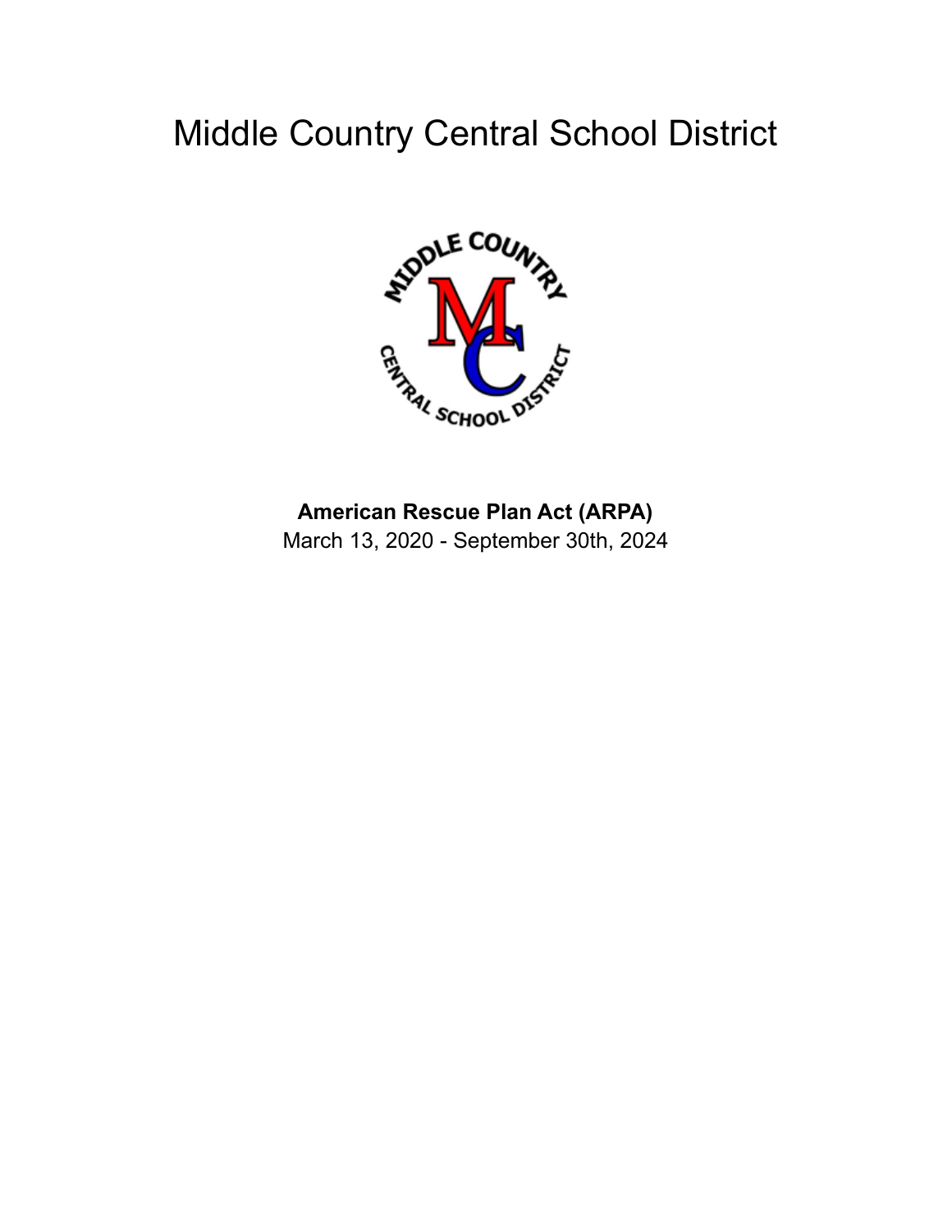# Middle Country Central School District

**American Rescue Plan Act (ARPA)**

March 13, 2020 - September 30th, 2024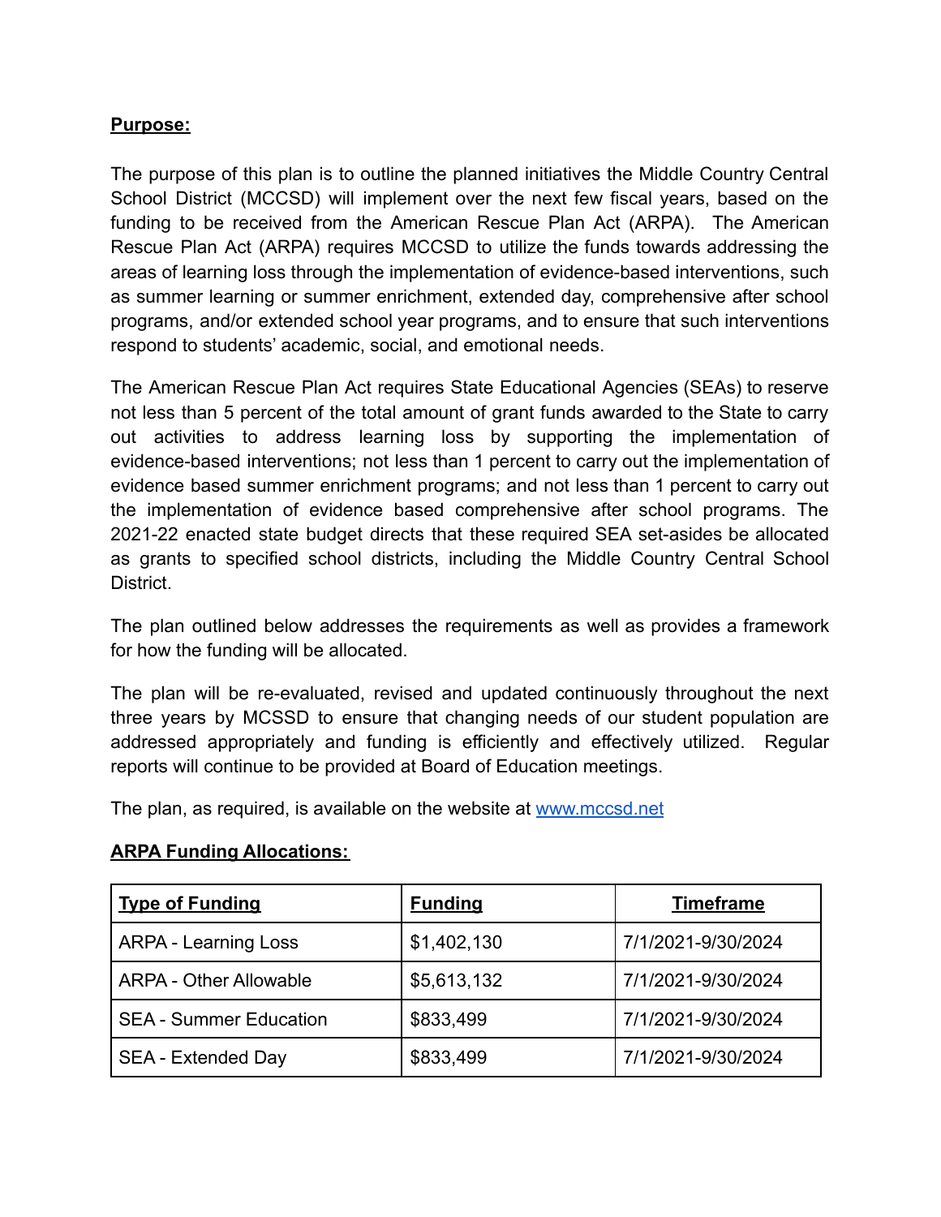**Purpose:**

The purpose of this plan is to outline the planned initiatives the Middle Country Central School District (MCCSD) will implement over the next few fiscal years, based on the funding to be received from the American Rescue Plan Act (ARPA). The American Rescue Plan Act (ARPA) requires MCCSD to utilize the funds towards addressing the areas of learning loss through the implementation of evidence-based interventions, such as summer learning or summer enrichment, extended day, comprehensive after school programs, and/or extended school year programs, and to ensure that such interventions respond to students' academic, social, and emotional needs.

The American Rescue Plan Act requires State Educational Agencies (SEAs) to reserve not less than 5 percent of the total amount of grant funds awarded to the State to carry out activities to address learning loss by supporting the implementation of evidence-based interventions; not less than 1 percent to carry out the implementation of evidence based summer enrichment programs; and not less than 1 percent to carry out the implementation of evidence based comprehensive after school programs. The 2021-22 enacted state budget directs that these required SEA set-asides be allocated as grants to specified school districts, including the Middle Country Central School District.

The plan outlined below addresses the requirements as well as provides a framework for how the funding will be allocated.

The plan will be re-evaluated, revised and updated continuously throughout the next three years by MCSSD to ensure that changing needs of our student population are addressed appropriately and funding is efficiently and effectively utilized. Regular reports will continue to be provided at Board of Education meetings.

The plan, as required, is available on the website at [www.mccsd.net](http://www.mccsd.net)

**ARPA Funding Allocations:**

| Type of Funding | Funding | Timeframe |
|---|---|---|
| ARPA - Learning Loss | $1,402,130 | 7/1/2021-9/30/2024 |
| ARPA - Other Allowable | $5,613,132 | 7/1/2021-9/30/2024 |
| SEA - Summer Education | $833,499 | 7/1/2021-9/30/2024 |
| SEA - Extended Day | $833,499 | 7/1/2021-9/30/2024 |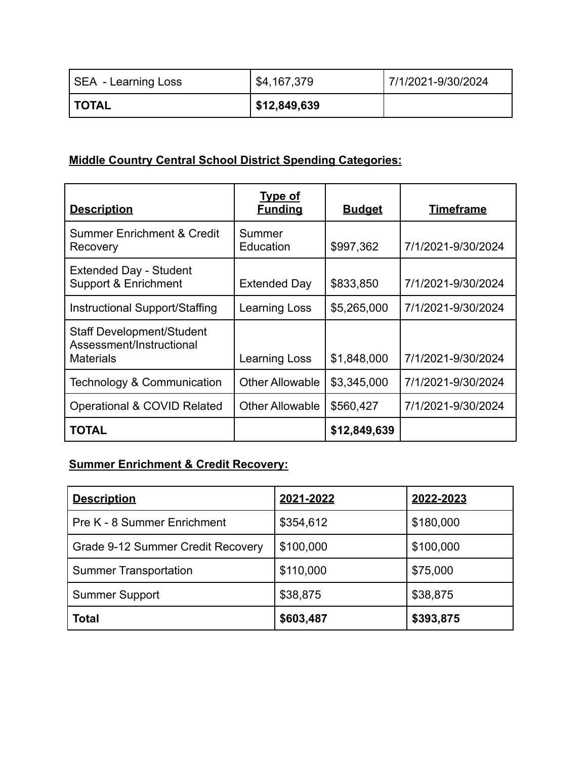| SEA - Learning Loss | $4,167,379 | 7/1/2021-9/30/2024 |
|---|---|---|
| **TOTAL** | **$12,849,639** | |

**Middle Country Central School District Spending Categories:**

| **Description** | **Type of Funding** | **Budget** | **Timeframe** |
|---|---|---|---|
| Summer Enrichment & Credit Recovery | Summer Education | $997,362 | 7/1/2021-9/30/2024 |
| Extended Day - Student Support & Enrichment | Extended Day | $833,850 | 7/1/2021-9/30/2024 |
| Instructional Support/Staffing | Learning Loss | $5,265,000 | 7/1/2021-9/30/2024 |
| Staff Development/Student Assessment/Instructional Materials | Learning Loss | $1,848,000 | 7/1/2021-9/30/2024 |
| Technology & Communication | Other Allowable | $3,345,000 | 7/1/2021-9/30/2024 |
| Operational & COVID Related | Other Allowable | $560,427 | 7/1/2021-9/30/2024 |
| **TOTAL** | | **$12,849,639** | |

**Summer Enrichment & Credit Recovery:**

| **Description** | **2021-2022** | **2022-2023** |
|---|---|---|
| Pre K - 8 Summer Enrichment | $354,612 | $180,000 |
| Grade 9-12 Summer Credit Recovery | $100,000 | $100,000 |
| Summer Transportation | $110,000 | $75,000 |
| Summer Support | $38,875 | $38,875 |
| **Total** | **$603,487** | **$393,875** |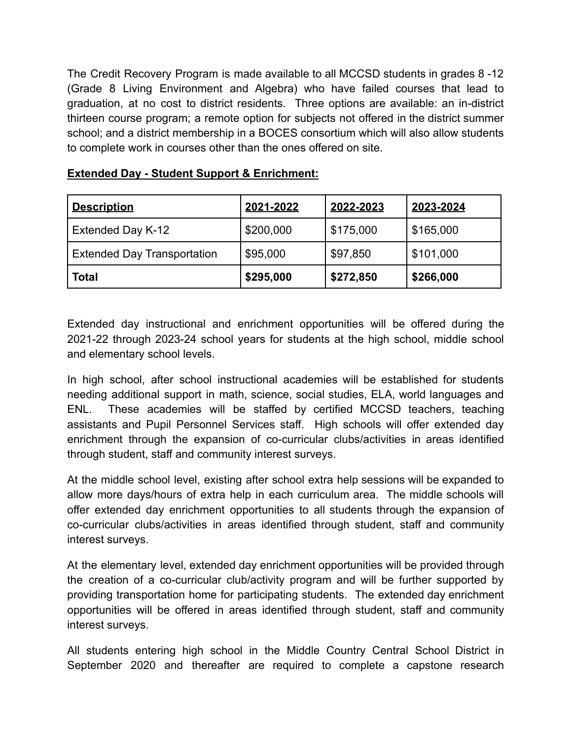The Credit Recovery Program is made available to all MCCSD students in grades 8 -12 (Grade 8 Living Environment and Algebra) who have failed courses that lead to graduation, at no cost to district residents. Three options are available: an in-district thirteen course program; a remote option for subjects not offered in the district summer school; and a district membership in a BOCES consortium which will also allow students to complete work in courses other than the ones offered on site.

**Extended Day - Student Support & Enrichment:**

| **Description** | **2021-2022** | **2022-2023** | **2023-2024** |
|---|---|---|---|
| Extended Day K-12 | $200,000 | $175,000 | $165,000 |
| Extended Day Transportation | $95,000 | $97,850 | $101,000 |
| **Total** | **$295,000** | **$272,850** | **$266,000** |

Extended day instructional and enrichment opportunities will be offered during the 2021-22 through 2023-24 school years for students at the high school, middle school and elementary school levels.

In high school, after school instructional academies will be established for students needing additional support in math, science, social studies, ELA, world languages and ENL. These academies will be staffed by certified MCCSD teachers, teaching assistants and Pupil Personnel Services staff. High schools will offer extended day enrichment through the expansion of co-curricular clubs/activities in areas identified through student, staff and community interest surveys.

At the middle school level, existing after school extra help sessions will be expanded to allow more days/hours of extra help in each curriculum area. The middle schools will offer extended day enrichment opportunities to all students through the expansion of co-curricular clubs/activities in areas identified through student, staff and community interest surveys.

At the elementary level, extended day enrichment opportunities will be provided through the creation of a co-curricular club/activity program and will be further supported by providing transportation home for participating students. The extended day enrichment opportunities will be offered in areas identified through student, staff and community interest surveys.

All students entering high school in the Middle Country Central School District in September 2020 and thereafter are required to complete a capstone research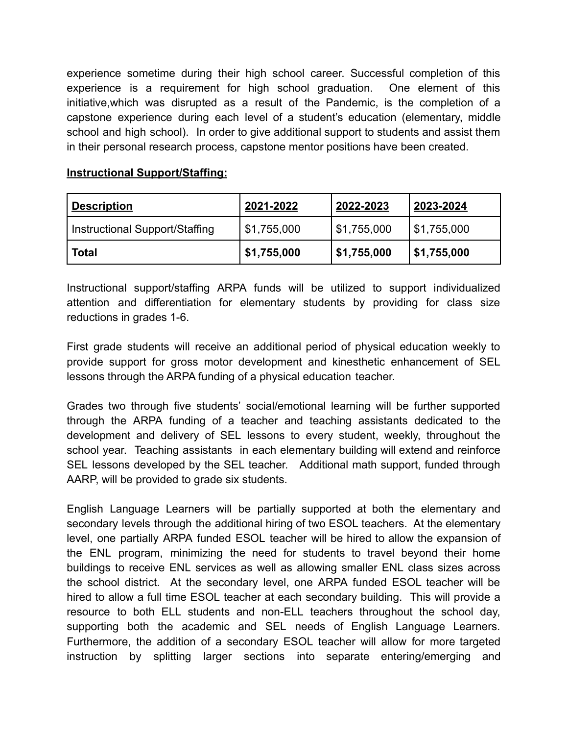experience sometime during their high school career. Successful completion of this experience is a requirement for high school graduation. One element of this initiative,which was disrupted as a result of the Pandemic, is the completion of a capstone experience during each level of a student's education (elementary, middle school and high school). In order to give additional support to students and assist them in their personal research process, capstone mentor positions have been created.

**Instructional Support/Staffing:**

| **Description** | **2021-2022** | **2022-2023** | **2023-2024** |
|---|---|---|---|
| Instructional Support/Staffing | $1,755,000 | $1,755,000 | $1,755,000 |
| **Total** | **$1,755,000** | **$1,755,000** | **$1,755,000** |

Instructional support/staffing ARPA funds will be utilized to support individualized attention and differentiation for elementary students by providing for class size reductions in grades 1-6.

First grade students will receive an additional period of physical education weekly to provide support for gross motor development and kinesthetic enhancement of SEL lessons through the ARPA funding of a physical education teacher.

Grades two through five students' social/emotional learning will be further supported through the ARPA funding of a teacher and teaching assistants dedicated to the development and delivery of SEL lessons to every student, weekly, throughout the school year. Teaching assistants in each elementary building will extend and reinforce SEL lessons developed by the SEL teacher. Additional math support, funded through AARP, will be provided to grade six students.

English Language Learners will be partially supported at both the elementary and secondary levels through the additional hiring of two ESOL teachers. At the elementary level, one partially ARPA funded ESOL teacher will be hired to allow the expansion of the ENL program, minimizing the need for students to travel beyond their home buildings to receive ENL services as well as allowing smaller ENL class sizes across the school district. At the secondary level, one ARPA funded ESOL teacher will be hired to allow a full time ESOL teacher at each secondary building. This will provide a resource to both ELL students and non-ELL teachers throughout the school day, supporting both the academic and SEL needs of English Language Learners. Furthermore, the addition of a secondary ESOL teacher will allow for more targeted instruction by splitting larger sections into separate entering/emerging and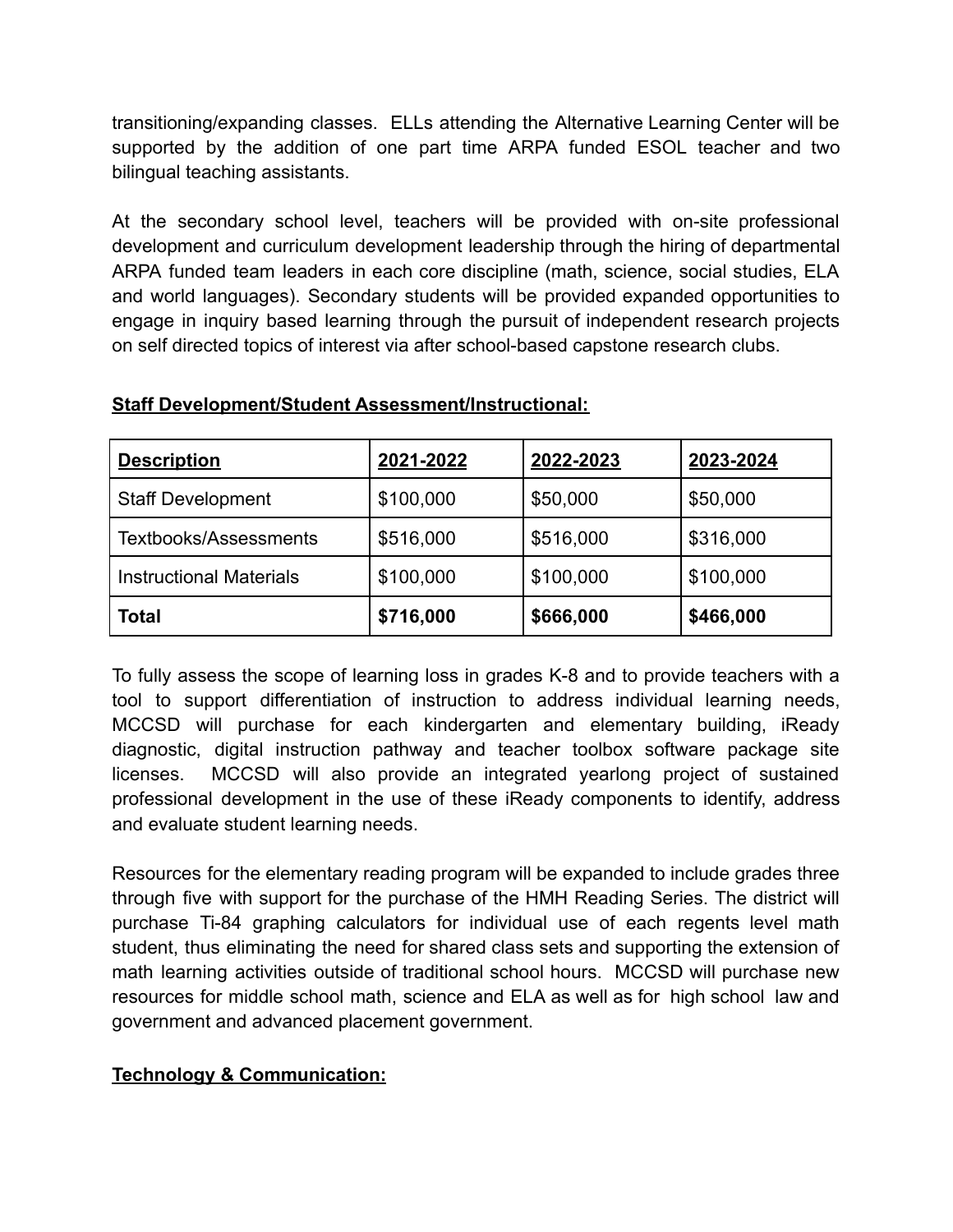transitioning/expanding classes. ELLs attending the Alternative Learning Center will be supported by the addition of one part time ARPA funded ESOL teacher and two bilingual teaching assistants.

At the secondary school level, teachers will be provided with on-site professional development and curriculum development leadership through the hiring of departmental ARPA funded team leaders in each core discipline (math, science, social studies, ELA and world languages). Secondary students will be provided expanded opportunities to engage in inquiry based learning through the pursuit of independent research projects on self directed topics of interest via after school-based capstone research clubs.

**Staff Development/Student Assessment/Instructional:**

| **Description** | **2021-2022** | **2022-2023** | **2023-2024** |
|---|---|---|---|
| Staff Development | $100,000 | $50,000 | $50,000 |
| Textbooks/Assessments | $516,000 | $516,000 | $316,000 |
| Instructional Materials | $100,000 | $100,000 | $100,000 |
| **Total** | **$716,000** | **$666,000** | **$466,000** |

To fully assess the scope of learning loss in grades K-8 and to provide teachers with a tool to support differentiation of instruction to address individual learning needs, MCCSD will purchase for each kindergarten and elementary building, iReady diagnostic, digital instruction pathway and teacher toolbox software package site licenses. MCCSD will also provide an integrated yearlong project of sustained professional development in the use of these iReady components to identify, address and evaluate student learning needs.

Resources for the elementary reading program will be expanded to include grades three through five with support for the purchase of the HMH Reading Series. The district will purchase Ti-84 graphing calculators for individual use of each regents level math student, thus eliminating the need for shared class sets and supporting the extension of math learning activities outside of traditional school hours. MCCSD will purchase new resources for middle school math, science and ELA as well as for high school law and government and advanced placement government.

**Technology & Communication:**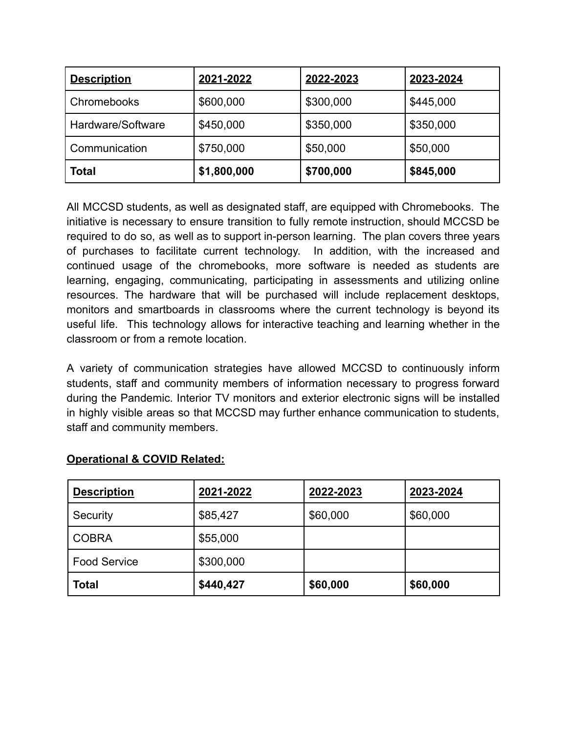| **Description** | **2021-2022** | **2022-2023** | **2023-2024** |
|---|---|---|---|
| Chromebooks | $600,000 | $300,000 | $445,000 |
| Hardware/Software | $450,000 | $350,000 | $350,000 |
| Communication | $750,000 | $50,000 | $50,000 |
| **Total** | **$1,800,000** | **$700,000** | **$845,000** |

All MCCSD students, as well as designated staff, are equipped with Chromebooks. The initiative is necessary to ensure transition to fully remote instruction, should MCCSD be required to do so, as well as to support in-person learning. The plan covers three years of purchases to facilitate current technology. In addition, with the increased and continued usage of the chromebooks, more software is needed as students are learning, engaging, communicating, participating in assessments and utilizing online resources. The hardware that will be purchased will include replacement desktops, monitors and smartboards in classrooms where the current technology is beyond its useful life. This technology allows for interactive teaching and learning whether in the classroom or from a remote location.

A variety of communication strategies have allowed MCCSD to continuously inform students, staff and community members of information necessary to progress forward during the Pandemic. Interior TV monitors and exterior electronic signs will be installed in highly visible areas so that MCCSD may further enhance communication to students, staff and community members.

**Operational & COVID Related:**

| **Description** | **2021-2022** | **2022-2023** | **2023-2024** |
|---|---|---|---|
| Security | $85,427 | $60,000 | $60,000 |
| COBRA | $55,000 | | |
| Food Service | $300,000 | | |
| **Total** | **$440,427** | **$60,000** | **$60,000** |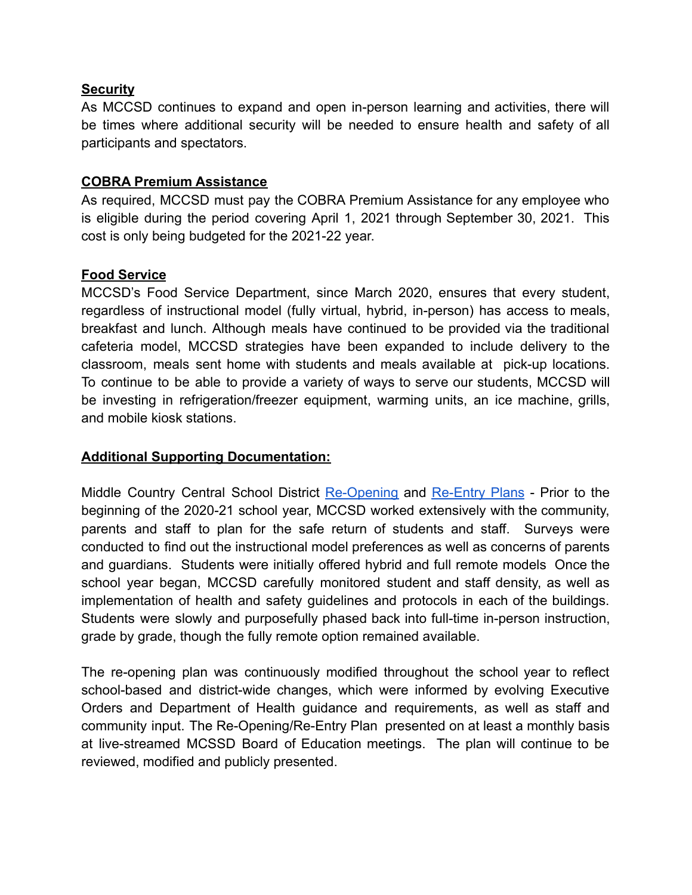**Security**

As MCCSD continues to expand and open in-person learning and activities, there will be times where additional security will be needed to ensure health and safety of all participants and spectators.

**COBRA Premium Assistance**

As required, MCCSD must pay the COBRA Premium Assistance for any employee who is eligible during the period covering April 1, 2021 through September 30, 2021. This cost is only being budgeted for the 2021-22 year.

**Food Service**

MCCSD's Food Service Department, since March 2020, ensures that every student, regardless of instructional model (fully virtual, hybrid, in-person) has access to meals, breakfast and lunch. Although meals have continued to be provided via the traditional cafeteria model, MCCSD strategies have been expanded to include delivery to the classroom, meals sent home with students and meals available at pick-up locations. To continue to be able to provide a variety of ways to serve our students, MCCSD will be investing in refrigeration/freezer equipment, warming units, an ice machine, grills, and mobile kiosk stations.

**Additional Supporting Documentation:**

Middle Country Central School District Re-Opening and Re-Entry Plans - Prior to the beginning of the 2020-21 school year, MCCSD worked extensively with the community, parents and staff to plan for the safe return of students and staff. Surveys were conducted to find out the instructional model preferences as well as concerns of parents and guardians. Students were initially offered hybrid and full remote models Once the school year began, MCCSD carefully monitored student and staff density, as well as implementation of health and safety guidelines and protocols in each of the buildings. Students were slowly and purposefully phased back into full-time in-person instruction, grade by grade, though the fully remote option remained available.

The re-opening plan was continuously modified throughout the school year to reflect school-based and district-wide changes, which were informed by evolving Executive Orders and Department of Health guidance and requirements, as well as staff and community input. The Re-Opening/Re-Entry Plan presented on at least a monthly basis at live-streamed MCSSD Board of Education meetings. The plan will continue to be reviewed, modified and publicly presented.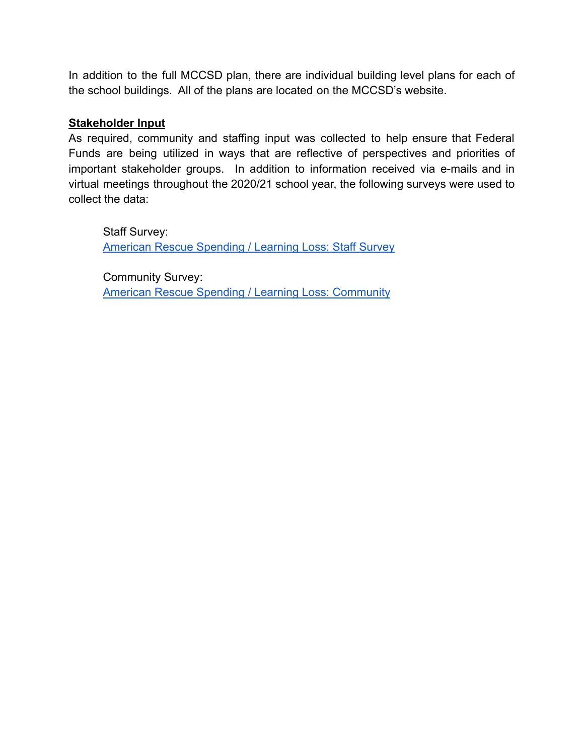In addition to the full MCCSD plan, there are individual building level plans for each of the school buildings. All of the plans are located on the MCCSD's website.

**Stakeholder Input**

As required, community and staffing input was collected to help ensure that Federal Funds are being utilized in ways that are reflective of perspectives and priorities of important stakeholder groups. In addition to information received via e-mails and in virtual meetings throughout the 2020/21 school year, the following surveys were used to collect the data:

Staff Survey:
American Rescue Spending / Learning Loss: Staff Survey

Community Survey:
American Rescue Spending / Learning Loss: Community